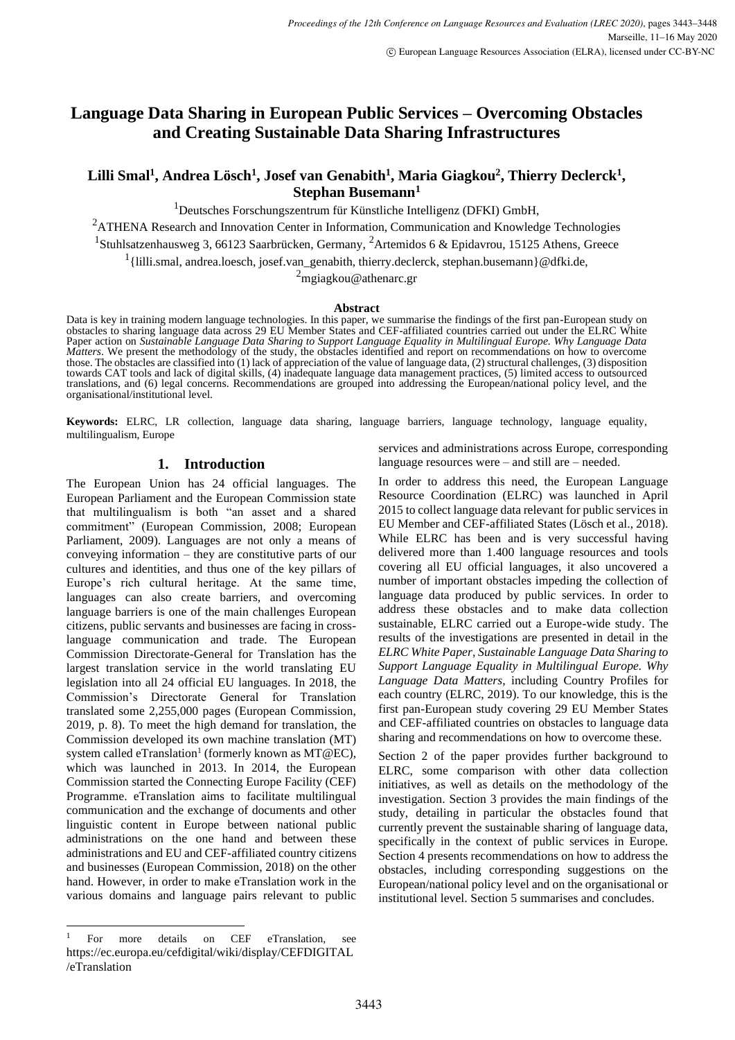# Language Data Sharing in European Public Services – Overcoming Obstacles and Creating Sustainable Data Sharing Infrastructures

**Lilli Smal[1], Andrea Lösch[1], Josef van Genabith[1], Maria Giagkou[2], Thierry Declerck[1], Stephan Busemann[1]**

[1]Deutsches Forschungszentrum für Künstliche Intelligenz (DFKI) GmbH,

[2]ATHENA Research and Innovation Center in Information, Communication and Knowledge Technologies

[1]Stuhlsatzenhausweg 3, 66123 Saarbrücken, Germany, [2]Artemidos 6 & Epidavrou, 15125 Athens, Greece

[1]{lilli.smal, andrea.loesch, josef.van_genabith, thierry.declerck, stephan.busemann}@dfki.de,

[2]mgiagkou@athenarc.gr

### Abstract

Data is key in training modern language technologies. In this paper, we summarise the findings of the first pan-European study on obstacles to sharing language data across 29 EU Member States and CEF-affiliated countries carried out under the ELRC White Paper action on *Sustainable Language Data Sharing to Support Language Equality in Multilingual Europe. Why Language Data Matters*. We present the methodology of the study, the obstacles identified and report on recommendations on how to overcome those. The obstacles are classified into (1) lack of appreciation of the value of language data, (2) structural challenges, (3) disposition towards CAT tools and lack of digital skills, (4) inadequate language data management practices, (5) limited access to outsourced translations, and (6) legal concerns. Recommendations are grouped into addressing the European/national policy level, and the organisational/institutional level.

**Keywords:** ELRC, LR collection, language data sharing, language barriers, language technology, language equality, multilingualism, Europe

## 1. Introduction

The European Union has 24 official languages. The European Parliament and the European Commission state that multilingualism is both "an asset and a shared commitment" (European Commission, 2008; European Parliament, 2009). Languages are not only a means of conveying information – they are constitutive parts of our cultures and identities, and thus one of the key pillars of Europe's rich cultural heritage. At the same time, languages can also create barriers, and overcoming language barriers is one of the main challenges European citizens, public servants and businesses are facing in cross-language communication and trade. The European Commission Directorate-General for Translation has the largest translation service in the world translating EU legislation into all 24 official EU languages. In 2018, the Commission's Directorate General for Translation translated some 2,255,000 pages (European Commission, 2019, p. 8). To meet the high demand for translation, the Commission developed its own machine translation (MT) system called eTranslation[1] (formerly known as MT@EC), which was launched in 2013. In 2014, the European Commission started the Connecting Europe Facility (CEF) Programme. eTranslation aims to facilitate multilingual communication and the exchange of documents and other linguistic content in Europe between national public administrations on the one hand and between these administrations and EU and CEF-affiliated country citizens and businesses (European Commission, 2018) on the other hand. However, in order to make eTranslation work in the various domains and language pairs relevant to public services and administrations across Europe, corresponding language resources were – and still are – needed.

In order to address this need, the European Language Resource Coordination (ELRC) was launched in April 2015 to collect language data relevant for public services in EU Member and CEF-affiliated States (Lösch et al., 2018). While ELRC has been and is very successful having delivered more than 1.400 language resources and tools covering all EU official languages, it also uncovered a number of important obstacles impeding the collection of language data produced by public services. In order to address these obstacles and to make data collection sustainable, ELRC carried out a Europe-wide study. The results of the investigations are presented in detail in the *ELRC White Paper, Sustainable Language Data Sharing to Support Language Equality in Multilingual Europe. Why Language Data Matters*, including Country Profiles for each country (ELRC, 2019). To our knowledge, this is the first pan-European study covering 29 EU Member States and CEF-affiliated countries on obstacles to language data sharing and recommendations on how to overcome these.

Section 2 of the paper provides further background to ELRC, some comparison with other data collection initiatives, as well as details on the methodology of the investigation. Section 3 provides the main findings of the study, detailing in particular the obstacles found that currently prevent the sustainable sharing of language data, specifically in the context of public services in Europe. Section 4 presents recommendations on how to address the obstacles, including corresponding suggestions on the European/national policy level and on the organisational or institutional level. Section 5 summarises and concludes.

[1] For more details on CEF eTranslation, see https://ec.europa.eu/cefdigital/wiki/display/CEFDIGITAL/eTranslation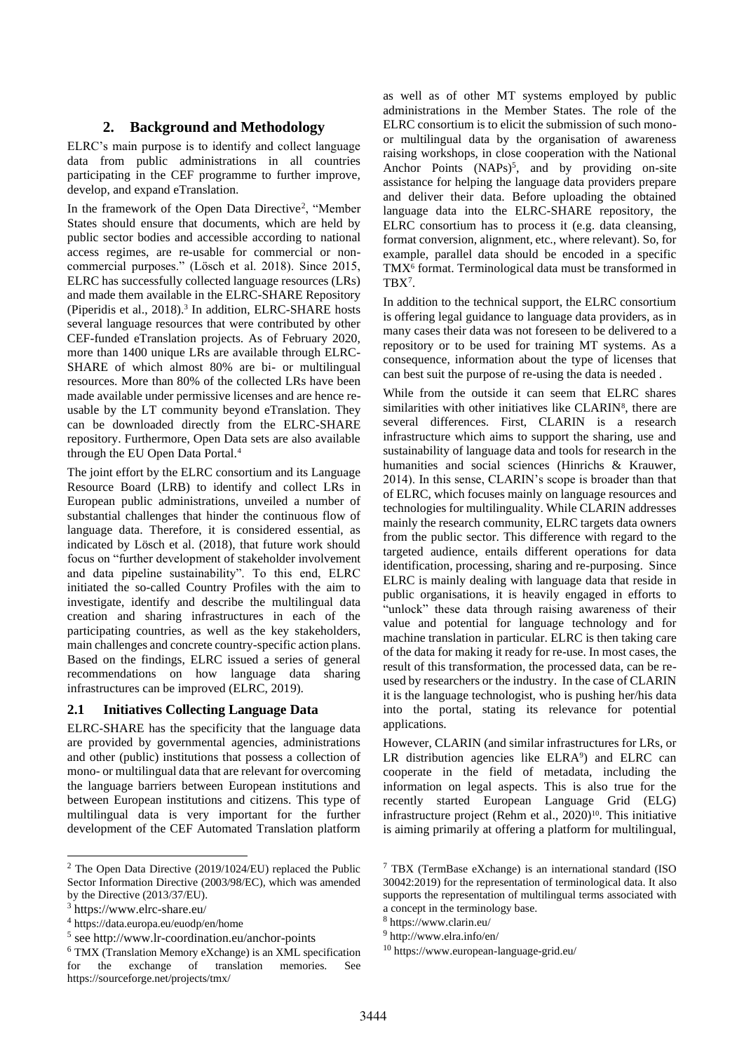## 2. Background and Methodology

ELRC's main purpose is to identify and collect language data from public administrations in all countries participating in the CEF programme to further improve, develop, and expand eTranslation.

In the framework of the Open Data Directive[2], "Member States should ensure that documents, which are held by public sector bodies and accessible according to national access regimes, are re-usable for commercial or non-commercial purposes." (Lösch et al. 2018). Since 2015, ELRC has successfully collected language resources (LRs) and made them available in the ELRC-SHARE Repository (Piperidis et al., 2018).[3] In addition, ELRC-SHARE hosts several language resources that were contributed by other CEF-funded eTranslation projects. As of February 2020, more than 1400 unique LRs are available through ELRC-SHARE of which almost 80% are bi- or multilingual resources. More than 80% of the collected LRs have been made available under permissive licenses and are hence re-usable by the LT community beyond eTranslation. They can be downloaded directly from the ELRC-SHARE repository. Furthermore, Open Data sets are also available through the EU Open Data Portal.[4]

The joint effort by the ELRC consortium and its Language Resource Board (LRB) to identify and collect LRs in European public administrations, unveiled a number of substantial challenges that hinder the continuous flow of language data. Therefore, it is considered essential, as indicated by Lösch et al. (2018), that future work should focus on "further development of stakeholder involvement and data pipeline sustainability". To this end, ELRC initiated the so-called Country Profiles with the aim to investigate, identify and describe the multilingual data creation and sharing infrastructures in each of the participating countries, as well as the key stakeholders, main challenges and concrete country-specific action plans. Based on the findings, ELRC issued a series of general recommendations on how language data sharing infrastructures can be improved (ELRC, 2019).

### 2.1 Initiatives Collecting Language Data

ELRC-SHARE has the specificity that the language data are provided by governmental agencies, administrations and other (public) institutions that possess a collection of mono- or multilingual data that are relevant for overcoming the language barriers between European institutions and between European institutions and citizens. This type of multilingual data is very important for the further development of the CEF Automated Translation platform as well as of other MT systems employed by public administrations in the Member States. The role of the ELRC consortium is to elicit the submission of such mono- or multilingual data by the organisation of awareness raising workshops, in close cooperation with the National Anchor Points (NAPs)[5], and by providing on-site assistance for helping the language data providers prepare and deliver their data. Before uploading the obtained language data into the ELRC-SHARE repository, the ELRC consortium has to process it (e.g. data cleansing, format conversion, alignment, etc., where relevant). So, for example, parallel data should be encoded in a specific TMX[6] format. Terminological data must be transformed in TBX[7].

In addition to the technical support, the ELRC consortium is offering legal guidance to language data providers, as in many cases their data was not foreseen to be delivered to a repository or to be used for training MT systems. As a consequence, information about the type of licenses that can best suit the purpose of re-using the data is needed .

While from the outside it can seem that ELRC shares similarities with other initiatives like CLARIN[8], there are several differences. First, CLARIN is a research infrastructure which aims to support the sharing, use and sustainability of language data and tools for research in the humanities and social sciences (Hinrichs & Krauwer, 2014). In this sense, CLARIN's scope is broader than that of ELRC, which focuses mainly on language resources and technologies for multilinguality. While CLARIN addresses mainly the research community, ELRC targets data owners from the public sector. This difference with regard to the targeted audience, entails different operations for data identification, processing, sharing and re-purposing. Since ELRC is mainly dealing with language data that reside in public organisations, it is heavily engaged in efforts to "unlock" these data through raising awareness of their value and potential for language technology and for machine translation in particular. ELRC is then taking care of the data for making it ready for re-use. In most cases, the result of this transformation, the processed data, can be re-used by researchers or the industry. In the case of CLARIN it is the language technologist, who is pushing her/his data into the portal, stating its relevance for potential applications.

However, CLARIN (and similar infrastructures for LRs, or LR distribution agencies like ELRA[9]) and ELRC can cooperate in the field of metadata, including the information on legal aspects. This is also true for the recently started European Language Grid (ELG) infrastructure project (Rehm et al., 2020)[10]. This initiative is aiming primarily at offering a platform for multilingual,

---

[2] The Open Data Directive (2019/1024/EU) replaced the Public Sector Information Directive (2003/98/EC), which was amended by the Directive (2013/37/EU).

[3] https://www.elrc-share.eu/

[4] https://data.europa.eu/euodp/en/home

[5] see http://www.lr-coordination.eu/anchor-points

[6] TMX (Translation Memory eXchange) is an XML specification for the exchange of translation memories. See https://sourceforge.net/projects/tmx/

[7] TBX (TermBase eXchange) is an international standard (ISO 30042:2019) for the representation of terminological data. It also supports the representation of multilingual terms associated with a concept in the terminology base.

[8] https://www.clarin.eu/

[9] http://www.elra.info/en/

[10] https://www.european-language-grid.eu/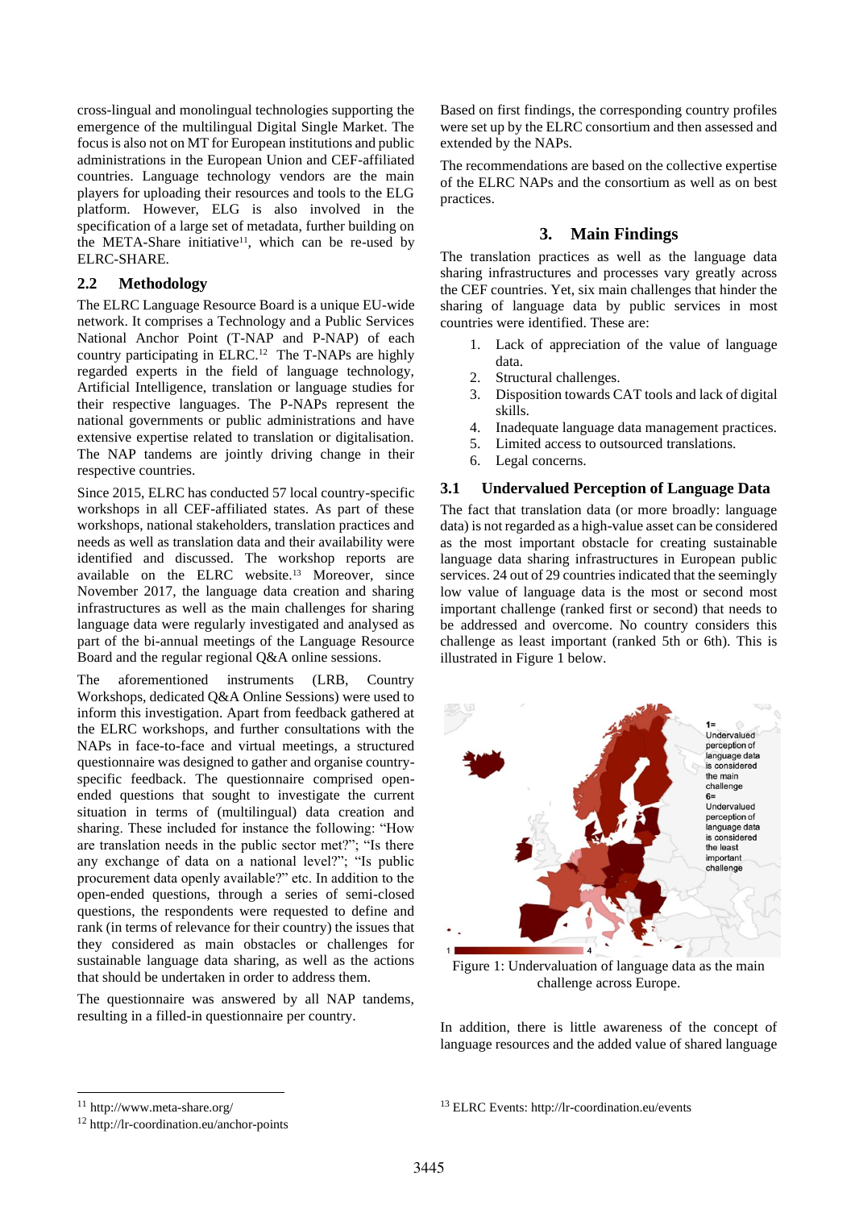cross-lingual and monolingual technologies supporting the emergence of the multilingual Digital Single Market. The focus is also not on MT for European institutions and public administrations in the European Union and CEF-affiliated countries. Language technology vendors are the main players for uploading their resources and tools to the ELG platform. However, ELG is also involved in the specification of a large set of metadata, further building on the META-Share initiative[11], which can be re-used by ELRC-SHARE.

## 2.2 Methodology

The ELRC Language Resource Board is a unique EU-wide network. It comprises a Technology and a Public Services National Anchor Point (T-NAP and P-NAP) of each country participating in ELRC.[12] The T-NAPs are highly regarded experts in the field of language technology, Artificial Intelligence, translation or language studies for their respective languages. The P-NAPs represent the national governments or public administrations and have extensive expertise related to translation or digitalisation. The NAP tandems are jointly driving change in their respective countries.

Since 2015, ELRC has conducted 57 local country-specific workshops in all CEF-affiliated states. As part of these workshops, national stakeholders, translation practices and needs as well as translation data and their availability were identified and discussed. The workshop reports are available on the ELRC website.[13] Moreover, since November 2017, the language data creation and sharing infrastructures as well as the main challenges for sharing language data were regularly investigated and analysed as part of the bi-annual meetings of the Language Resource Board and the regular regional Q&A online sessions.

The aforementioned instruments (LRB, Country Workshops, dedicated Q&A Online Sessions) were used to inform this investigation. Apart from feedback gathered at the ELRC workshops, and further consultations with the NAPs in face-to-face and virtual meetings, a structured questionnaire was designed to gather and organise country-specific feedback. The questionnaire comprised open-ended questions that sought to investigate the current situation in terms of (multilingual) data creation and sharing. These included for instance the following: "How are translation needs in the public sector met?"; "Is there any exchange of data on a national level?"; "Is public procurement data openly available?" etc. In addition to the open-ended questions, through a series of semi-closed questions, the respondents were requested to define and rank (in terms of relevance for their country) the issues that they considered as main obstacles or challenges for sustainable language data sharing, as well as the actions that should be undertaken in order to address them.

The questionnaire was answered by all NAP tandems, resulting in a filled-in questionnaire per country.

Based on first findings, the corresponding country profiles were set up by the ELRC consortium and then assessed and extended by the NAPs.

The recommendations are based on the collective expertise of the ELRC NAPs and the consortium as well as on best practices.

# 3. Main Findings

The translation practices as well as the language data sharing infrastructures and processes vary greatly across the CEF countries. Yet, six main challenges that hinder the sharing of language data by public services in most countries were identified. These are:

1. Lack of appreciation of the value of language data.
2. Structural challenges.
3. Disposition towards CAT tools and lack of digital skills.
4. Inadequate language data management practices.
5. Limited access to outsourced translations.
6. Legal concerns.

## 3.1 Undervalued Perception of Language Data

The fact that translation data (or more broadly: language data) is not regarded as a high-value asset can be considered as the most important obstacle for creating sustainable language data sharing infrastructures in European public services. 24 out of 29 countries indicated that the seemingly low value of language data is the most or second most important challenge (ranked first or second) that needs to be addressed and overcome. No country considers this challenge as least important (ranked 5th or 6th). This is illustrated in Figure 1 below.

1= Undervalued perception of language data is considered the main challenge
6= Undervalued perception of language data is considered the least important challenge

1
4

Figure 1: Undervaluation of language data as the main challenge across Europe.

In addition, there is little awareness of the concept of language resources and the added value of shared language

[11] http://www.meta-share.org/

[12] http://lr-coordination.eu/anchor-points

[13] ELRC Events: http://lr-coordination.eu/events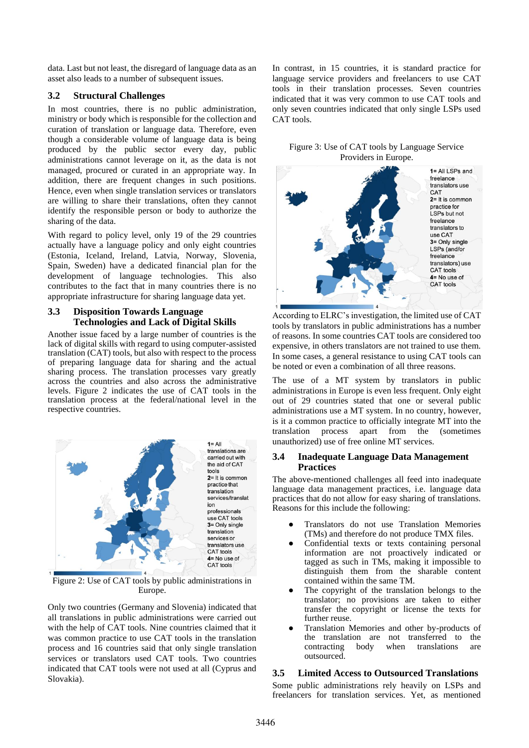data. Last but not least, the disregard of language data as an asset also leads to a number of subsequent issues.

### 3.2 Structural Challenges

In most countries, there is no public administration, ministry or body which is responsible for the collection and curation of translation or language data. Therefore, even though a considerable volume of language data is being produced by the public sector every day, public administrations cannot leverage on it, as the data is not managed, procured or curated in an appropriate way. In addition, there are frequent changes in such positions. Hence, even when single translation services or translators are willing to share their translations, often they cannot identify the responsible person or body to authorize the sharing of the data.

With regard to policy level, only 19 of the 29 countries actually have a language policy and only eight countries (Estonia, Iceland, Ireland, Latvia, Norway, Slovenia, Spain, Sweden) have a dedicated financial plan for the development of language technologies. This also contributes to the fact that in many countries there is no appropriate infrastructure for sharing language data yet.

### 3.3 Disposition Towards Language Technologies and Lack of Digital Skills

Another issue faced by a large number of countries is the lack of digital skills with regard to using computer-assisted translation (CAT) tools, but also with respect to the process of preparing language data for sharing and the actual sharing process. The translation processes vary greatly across the countries and also across the administrative levels. Figure 2 indicates the use of CAT tools in the translation process at the federal/national level in the respective countries.

1= All translations are carried out with the aid of CAT tools
2= It is common practice that translation services/translation professionals use CAT tools
3= Only single translation services or translators use CAT tools
4= No use of CAT tools

Figure 2: Use of CAT tools by public administrations in Europe.

Only two countries (Germany and Slovenia) indicated that all translations in public administrations were carried out with the help of CAT tools. Nine countries claimed that it was common practice to use CAT tools in the translation process and 16 countries said that only single translation services or translators used CAT tools. Two countries indicated that CAT tools were not used at all (Cyprus and Slovakia).

In contrast, in 15 countries, it is standard practice for language service providers and freelancers to use CAT tools in their translation processes. Seven countries indicated that it was very common to use CAT tools and only seven countries indicated that only single LSPs used CAT tools.

Figure 3: Use of CAT tools by Language Service Providers in Europe.

1= All LSPs and freelance translators use CAT
2= It is common practice for LSPs but not freelance translators to use CAT
3= Only single LSPs (and/or freelance translators) use CAT tools
4= No use of CAT tools

According to ELRC's investigation, the limited use of CAT tools by translators in public administrations has a number of reasons. In some countries CAT tools are considered too expensive, in others translators are not trained to use them. In some cases, a general resistance to using CAT tools can be noted or even a combination of all three reasons.

The use of a MT system by translators in public administrations in Europe is even less frequent. Only eight out of 29 countries stated that one or several public administrations use a MT system. In no country, however, is it a common practice to officially integrate MT into the translation process apart from the (sometimes unauthorized) use of free online MT services.

### 3.4 Inadequate Language Data Management Practices

The above-mentioned challenges all feed into inadequate language data management practices, i.e. language data practices that do not allow for easy sharing of translations. Reasons for this include the following:

- Translators do not use Translation Memories (TMs) and therefore do not produce TMX files.
- Confidential texts or texts containing personal information are not proactively indicated or tagged as such in TMs, making it impossible to distinguish them from the sharable content contained within the same TM.
- The copyright of the translation belongs to the translator; no provisions are taken to either transfer the copyright or license the texts for further reuse.
- Translation Memories and other by-products of the translation are not transferred to the contracting body when translations are outsourced.

### 3.5 Limited Access to Outsourced Translations

Some public administrations rely heavily on LSPs and freelancers for translation services. Yet, as mentioned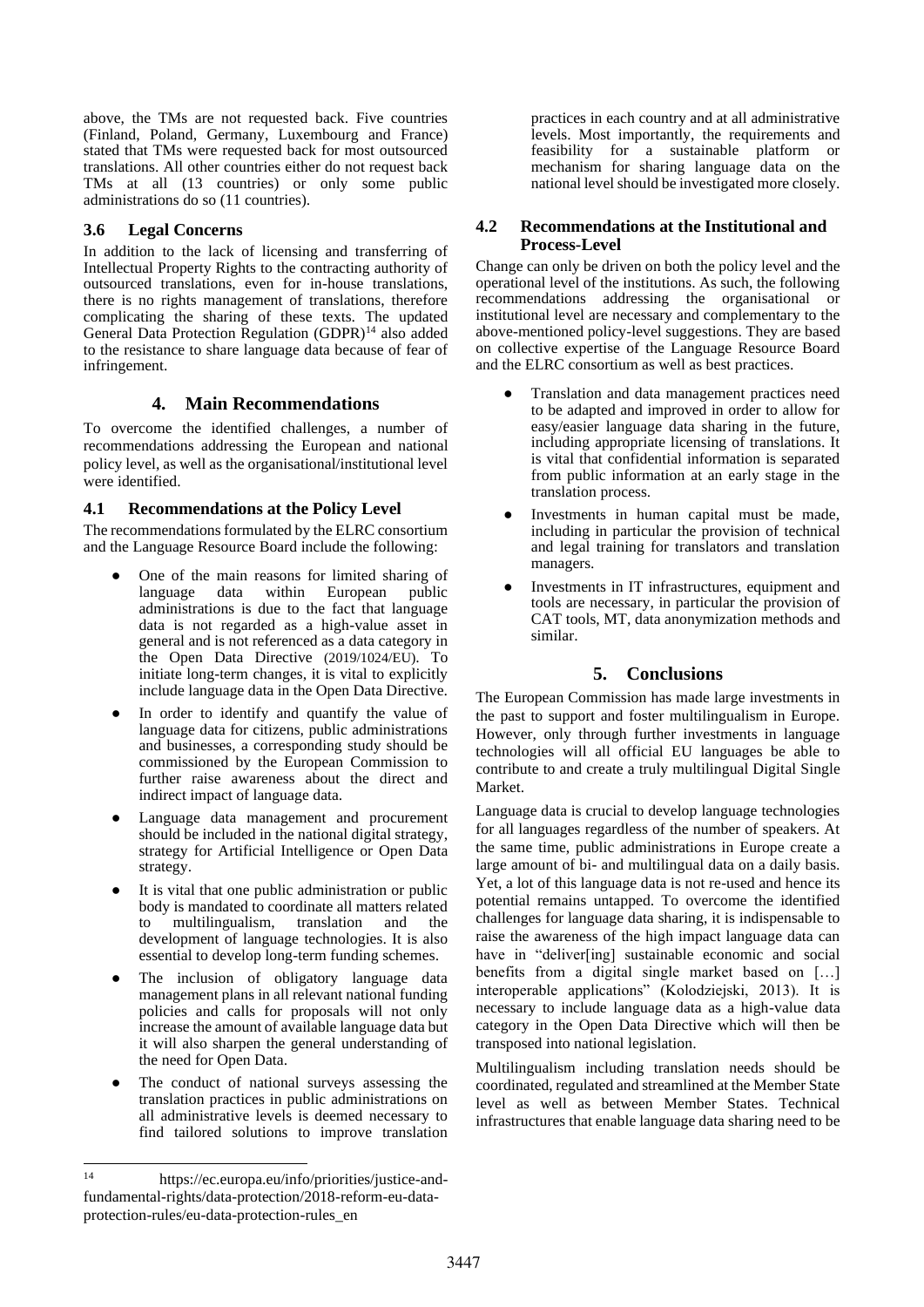above, the TMs are not requested back. Five countries (Finland, Poland, Germany, Luxembourg and France) stated that TMs were requested back for most outsourced translations. All other countries either do not request back TMs at all (13 countries) or only some public administrations do so (11 countries).

### 3.6 Legal Concerns

In addition to the lack of licensing and transferring of Intellectual Property Rights to the contracting authority of outsourced translations, even for in-house translations, there is no rights management of translations, therefore complicating the sharing of these texts. The updated General Data Protection Regulation (GDPR)[14] also added to the resistance to share language data because of fear of infringement.

## 4. Main Recommendations

To overcome the identified challenges, a number of recommendations addressing the European and national policy level, as well as the organisational/institutional level were identified.

### 4.1 Recommendations at the Policy Level

The recommendations formulated by the ELRC consortium and the Language Resource Board include the following:

- One of the main reasons for limited sharing of language data within European public administrations is due to the fact that language data is not regarded as a high-value asset in general and is not referenced as a data category in the Open Data Directive (2019/1024/EU). To initiate long-term changes, it is vital to explicitly include language data in the Open Data Directive.
- In order to identify and quantify the value of language data for citizens, public administrations and businesses, a corresponding study should be commissioned by the European Commission to further raise awareness about the direct and indirect impact of language data.
- Language data management and procurement should be included in the national digital strategy, strategy for Artificial Intelligence or Open Data strategy.
- It is vital that one public administration or public body is mandated to coordinate all matters related to multilingualism, translation and the development of language technologies. It is also essential to develop long-term funding schemes.
- The inclusion of obligatory language data management plans in all relevant national funding policies and calls for proposals will not only increase the amount of available language data but it will also sharpen the general understanding of the need for Open Data.
- The conduct of national surveys assessing the translation practices in public administrations on all administrative levels is deemed necessary to find tailored solutions to improve translation practices in each country and at all administrative levels. Most importantly, the requirements and feasibility for a sustainable platform or mechanism for sharing language data on the national level should be investigated more closely.

### 4.2 Recommendations at the Institutional and Process-Level

Change can only be driven on both the policy level and the operational level of the institutions. As such, the following recommendations addressing the organisational or institutional level are necessary and complementary to the above-mentioned policy-level suggestions. They are based on collective expertise of the Language Resource Board and the ELRC consortium as well as best practices.

- Translation and data management practices need to be adapted and improved in order to allow for easy/easier language data sharing in the future, including appropriate licensing of translations. It is vital that confidential information is separated from public information at an early stage in the translation process.
- Investments in human capital must be made, including in particular the provision of technical and legal training for translators and translation managers.
- Investments in IT infrastructures, equipment and tools are necessary, in particular the provision of CAT tools, MT, data anonymization methods and similar.

## 5. Conclusions

The European Commission has made large investments in the past to support and foster multilingualism in Europe. However, only through further investments in language technologies will all official EU languages be able to contribute to and create a truly multilingual Digital Single Market.

Language data is crucial to develop language technologies for all languages regardless of the number of speakers. At the same time, public administrations in Europe create a large amount of bi- and multilingual data on a daily basis. Yet, a lot of this language data is not re-used and hence its potential remains untapped. To overcome the identified challenges for language data sharing, it is indispensable to raise the awareness of the high impact language data can have in "deliver[ing] sustainable economic and social benefits from a digital single market based on […] interoperable applications" (Kolodziejski, 2013). It is necessary to include language data as a high-value data category in the Open Data Directive which will then be transposed into national legislation.

Multilingualism including translation needs should be coordinated, regulated and streamlined at the Member State level as well as between Member States. Technical infrastructures that enable language data sharing need to be

[14] https://ec.europa.eu/info/priorities/justice-and-fundamental-rights/data-protection/2018-reform-eu-data-protection-rules/eu-data-protection-rules_en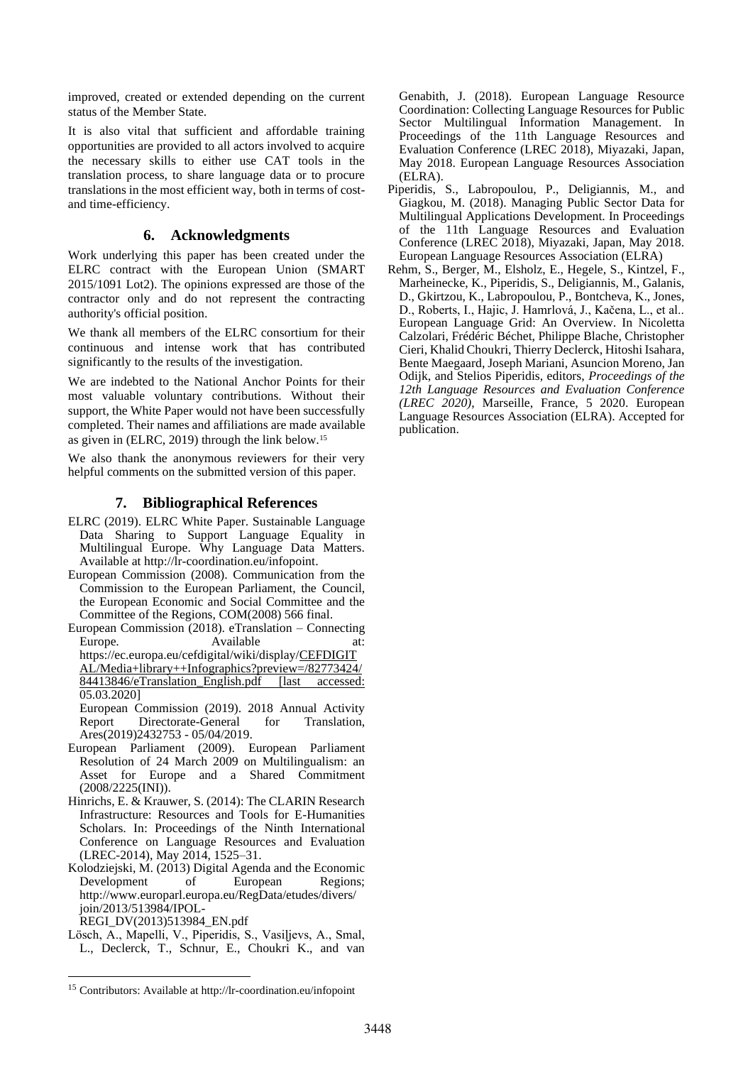improved, created or extended depending on the current status of the Member State.

It is also vital that sufficient and affordable training opportunities are provided to all actors involved to acquire the necessary skills to either use CAT tools in the translation process, to share language data or to procure translations in the most efficient way, both in terms of cost- and time-efficiency.

## 6. Acknowledgments

Work underlying this paper has been created under the ELRC contract with the European Union (SMART 2015/1091 Lot2). The opinions expressed are those of the contractor only and do not represent the contracting authority's official position.

We thank all members of the ELRC consortium for their continuous and intense work that has contributed significantly to the results of the investigation.

We are indebted to the National Anchor Points for their most valuable voluntary contributions. Without their support, the White Paper would not have been successfully completed. Their names and affiliations are made available as given in (ELRC, 2019) through the link below.[15]

We also thank the anonymous reviewers for their very helpful comments on the submitted version of this paper.

## 7. Bibliographical References

ELRC (2019). ELRC White Paper. Sustainable Language Data Sharing to Support Language Equality in Multilingual Europe. Why Language Data Matters. Available at http://lr-coordination.eu/infopoint.

European Commission (2008). Communication from the Commission to the European Parliament, the Council, the European Economic and Social Committee and the Committee of the Regions, COM(2008) 566 final.

European Commission (2018). eTranslation – Connecting Europe. Available at: https://ec.europa.eu/cefdigital/wiki/display/CEFDIGITAL/Media+library++Infographics?preview=/82773424/84413846/eTranslation_English.pdf [last accessed: 05.03.2020]

European Commission (2019). 2018 Annual Activity Report Directorate-General for Translation, Ares(2019)2432753 - 05/04/2019.

European Parliament (2009). European Parliament Resolution of 24 March 2009 on Multilingualism: an Asset for Europe and a Shared Commitment (2008/2225(INI)).

Hinrichs, E. & Krauwer, S. (2014): The CLARIN Research Infrastructure: Resources and Tools for E-Humanities Scholars. In: Proceedings of the Ninth International Conference on Language Resources and Evaluation (LREC-2014), May 2014, 1525–31.

Kolodziejski, M. (2013) Digital Agenda and the Economic Development of European Regions; http://www.europarl.europa.eu/RegData/etudes/divers/join/2013/513984/IPOL-REGI_DV(2013)513984_EN.pdf

Lösch, A., Mapelli, V., Piperidis, S., Vasiļjevs, A., Smal, L., Declerck, T., Schnur, E., Choukri K., and van Genabith, J. (2018). European Language Resource Coordination: Collecting Language Resources for Public Sector Multilingual Information Management. In Proceedings of the 11th Language Resources and Evaluation Conference (LREC 2018), Miyazaki, Japan, May 2018. European Language Resources Association (ELRA).

Piperidis, S., Labropoulou, P., Deligiannis, M., and Giagkou, M. (2018). Managing Public Sector Data for Multilingual Applications Development. In Proceedings of the 11th Language Resources and Evaluation Conference (LREC 2018), Miyazaki, Japan, May 2018. European Language Resources Association (ELRA)

Rehm, S., Berger, M., Elsholz, E., Hegele, S., Kintzel, F., Marheinecke, K., Piperidis, S., Deligiannis, M., Galanis, D., Gkirtzou, K., Labropoulou, P., Bontcheva, K., Jones, D., Roberts, I., Hajic, J. Hamrlová, J., Kačena, L., et al.. European Language Grid: An Overview. In Nicoletta Calzolari, Frédéric Béchet, Philippe Blache, Christopher Cieri, Khalid Choukri, Thierry Declerck, Hitoshi Isahara, Bente Maegaard, Joseph Mariani, Asuncion Moreno, Jan Odijk, and Stelios Piperidis, editors, *Proceedings of the 12th Language Resources and Evaluation Conference (LREC 2020)*, Marseille, France, 5 2020. European Language Resources Association (ELRA). Accepted for publication.

[15] Contributors: Available at http://lr-coordination.eu/infopoint